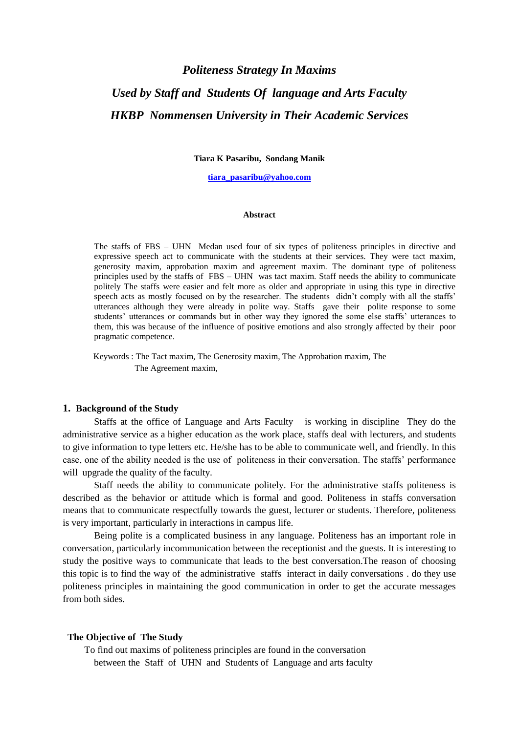# *Politeness Strategy In Maxims Used by Staff and Students Of language and Arts Faculty HKBP Nommensen University in Their Academic Services*

**Tiara K Pasaribu, Sondang Manik**

**tiara_pasaribu@yahoo.com**

**Abstract**

The staffs of FBS – UHN Medan used four of six types of politeness principles in directive and expressive speech act to communicate with the students at their services. They were tact maxim, generosity maxim, approbation maxim and agreement maxim. The dominant type of politeness principles used by the staffs of FBS – UHN was tact maxim. Staff needs the ability to communicate politely The staffs were easier and felt more as older and appropriate in using this type in directive speech acts as mostly focused on by the researcher. The students didn't comply with all the staffs' utterances although they were already in polite way. Staffs gave their polite response to some students' utterances or commands but in other way they ignored the some else staffs' utterances to them, this was because of the influence of positive emotions and also strongly affected by their poor pragmatic competence.

Keywords : The Tact maxim, The Generosity maxim, The Approbation maxim, The The Agreement maxim,

## 1. Background of the Study

Staffs at the office of Language and Arts Faculty is working in discipline They do the administrative service as a higher education as the work place, staffs deal with lecturers, and students to give information to type letters etc. He/she has to be able to communicate well, and friendly. In this case, one of the ability needed is the use of politeness in their conversation. The staffs' performance will upgrade the quality of the faculty.

Staff needs the ability to communicate politely. For the administrative staffs politeness is described as the behavior or attitude which is formal and good. Politeness in staffs conversation means that to communicate respectfully towards the guest, lecturer or students. Therefore, politeness is very important, particularly in interactions in campus life.

Being polite is a complicated business in any language. Politeness has an important role in conversation, particularly incommunication between the receptionist and the guests. It is interesting to study the positive ways to communicate that leads to the best conversation.The reason of choosing this topic is to find the way of the administrative staffs interact in daily conversations . do they use politeness principles in maintaining the good communication in order to get the accurate messages from both sides.

### The Objective of The Study

To find out maxims of politeness principles are found in the conversation between the Staff of UHN and Students of Language and arts faculty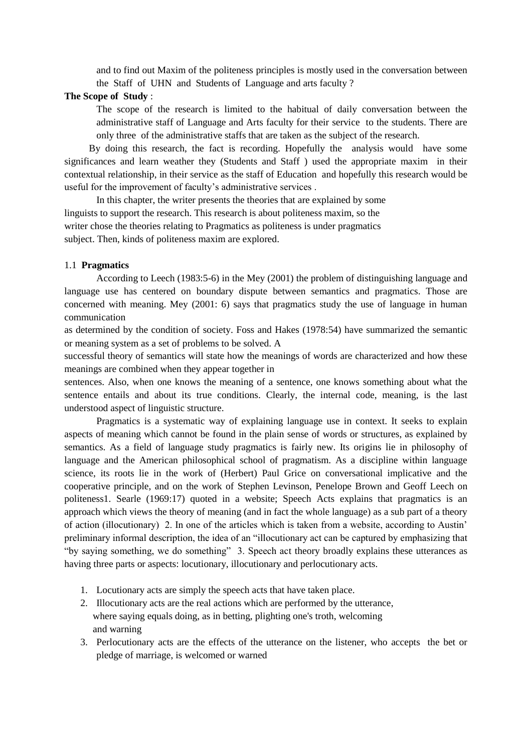and to find out Maxim of the politeness principles is mostly used in the conversation between the Staff of UHN and Students of Language and arts faculty ?

**The Scope of Study** :

The scope of the research is limited to the habitual of daily conversation between the administrative staff of Language and Arts faculty for their service to the students. There are only three of the administrative staffs that are taken as the subject of the research.

By doing this research, the fact is recording. Hopefully the analysis would have some significances and learn weather they (Students and Staff ) used the appropriate maxim in their contextual relationship, in their service as the staff of Education and hopefully this research would be useful for the improvement of faculty's administrative services .

In this chapter, the writer presents the theories that are explained by some linguists to support the research. This research is about politeness maxim, so the writer chose the theories relating to Pragmatics as politeness is under pragmatics subject. Then, kinds of politeness maxim are explored.

## 1.1 **Pragmatics**

According to Leech (1983:5-6) in the Mey (2001) the problem of distinguishing language and language use has centered on boundary dispute between semantics and pragmatics. Those are concerned with meaning. Mey (2001: 6) says that pragmatics study the use of language in human communication

as determined by the condition of society. Foss and Hakes (1978:54) have summarized the semantic or meaning system as a set of problems to be solved. A

successful theory of semantics will state how the meanings of words are characterized and how these meanings are combined when they appear together in

sentences. Also, when one knows the meaning of a sentence, one knows something about what the sentence entails and about its true conditions. Clearly, the internal code, meaning, is the last understood aspect of linguistic structure.

Pragmatics is a systematic way of explaining language use in context. It seeks to explain aspects of meaning which cannot be found in the plain sense of words or structures, as explained by semantics. As a field of language study pragmatics is fairly new. Its origins lie in philosophy of language and the American philosophical school of pragmatism. As a discipline within language science, its roots lie in the work of (Herbert) Paul Grice on conversational implicative and the cooperative principle, and on the work of Stephen Levinson, Penelope Brown and Geoff Leech on politeness1. Searle (1969:17) quoted in a website; Speech Acts explains that pragmatics is an approach which views the theory of meaning (and in fact the whole language) as a sub part of a theory of action (illocutionary) 2. In one of the articles which is taken from a website, according to Austin' preliminary informal description, the idea of an "illocutionary act can be captured by emphasizing that "by saying something, we do something" 3. Speech act theory broadly explains these utterances as having three parts or aspects: locutionary, illocutionary and perlocutionary acts.

1. Locutionary acts are simply the speech acts that have taken place.
2. Illocutionary acts are the real actions which are performed by the utterance, where saying equals doing, as in betting, plighting one's troth, welcoming and warning
3. Perlocutionary acts are the effects of the utterance on the listener, who accepts the bet or pledge of marriage, is welcomed or warned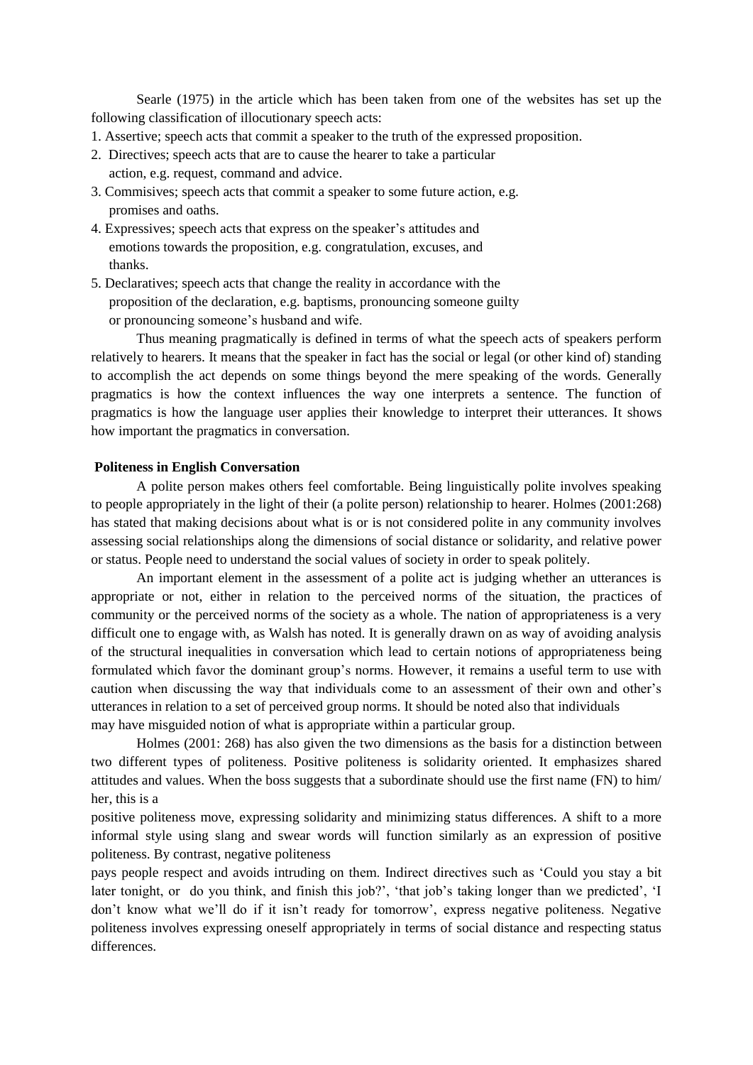Searle (1975) in the article which has been taken from one of the websites has set up the following classification of illocutionary speech acts:

1. Assertive; speech acts that commit a speaker to the truth of the expressed proposition.
2. Directives; speech acts that are to cause the hearer to take a particular action, e.g. request, command and advice.
3. Commisives; speech acts that commit a speaker to some future action, e.g. promises and oaths.
4. Expressives; speech acts that express on the speaker's attitudes and emotions towards the proposition, e.g. congratulation, excuses, and thanks.
5. Declaratives; speech acts that change the reality in accordance with the proposition of the declaration, e.g. baptisms, pronouncing someone guilty or pronouncing someone's husband and wife.

Thus meaning pragmatically is defined in terms of what the speech acts of speakers perform relatively to hearers. It means that the speaker in fact has the social or legal (or other kind of) standing to accomplish the act depends on some things beyond the mere speaking of the words. Generally pragmatics is how the context influences the way one interprets a sentence. The function of pragmatics is how the language user applies their knowledge to interpret their utterances. It shows how important the pragmatics in conversation.

**Politeness in English Conversation**

A polite person makes others feel comfortable. Being linguistically polite involves speaking to people appropriately in the light of their (a polite person) relationship to hearer. Holmes (2001:268) has stated that making decisions about what is or is not considered polite in any community involves assessing social relationships along the dimensions of social distance or solidarity, and relative power or status. People need to understand the social values of society in order to speak politely.

An important element in the assessment of a polite act is judging whether an utterances is appropriate or not, either in relation to the perceived norms of the situation, the practices of community or the perceived norms of the society as a whole. The nation of appropriateness is a very difficult one to engage with, as Walsh has noted. It is generally drawn on as way of avoiding analysis of the structural inequalities in conversation which lead to certain notions of appropriateness being formulated which favor the dominant group's norms. However, it remains a useful term to use with caution when discussing the way that individuals come to an assessment of their own and other's utterances in relation to a set of perceived group norms. It should be noted also that individuals may have misguided notion of what is appropriate within a particular group.

Holmes (2001: 268) has also given the two dimensions as the basis for a distinction between two different types of politeness. Positive politeness is solidarity oriented. It emphasizes shared attitudes and values. When the boss suggests that a subordinate should use the first name (FN) to him/her, this is a positive politeness move, expressing solidarity and minimizing status differences. A shift to a more informal style using slang and swear words will function similarly as an expression of positive politeness. By contrast, negative politeness pays people respect and avoids intruding on them. Indirect directives such as 'Could you stay a bit later tonight, or do you think, and finish this job?', 'that job's taking longer than we predicted', 'I don't know what we'll do if it isn't ready for tomorrow', express negative politeness. Negative politeness involves expressing oneself appropriately in terms of social distance and respecting status differences.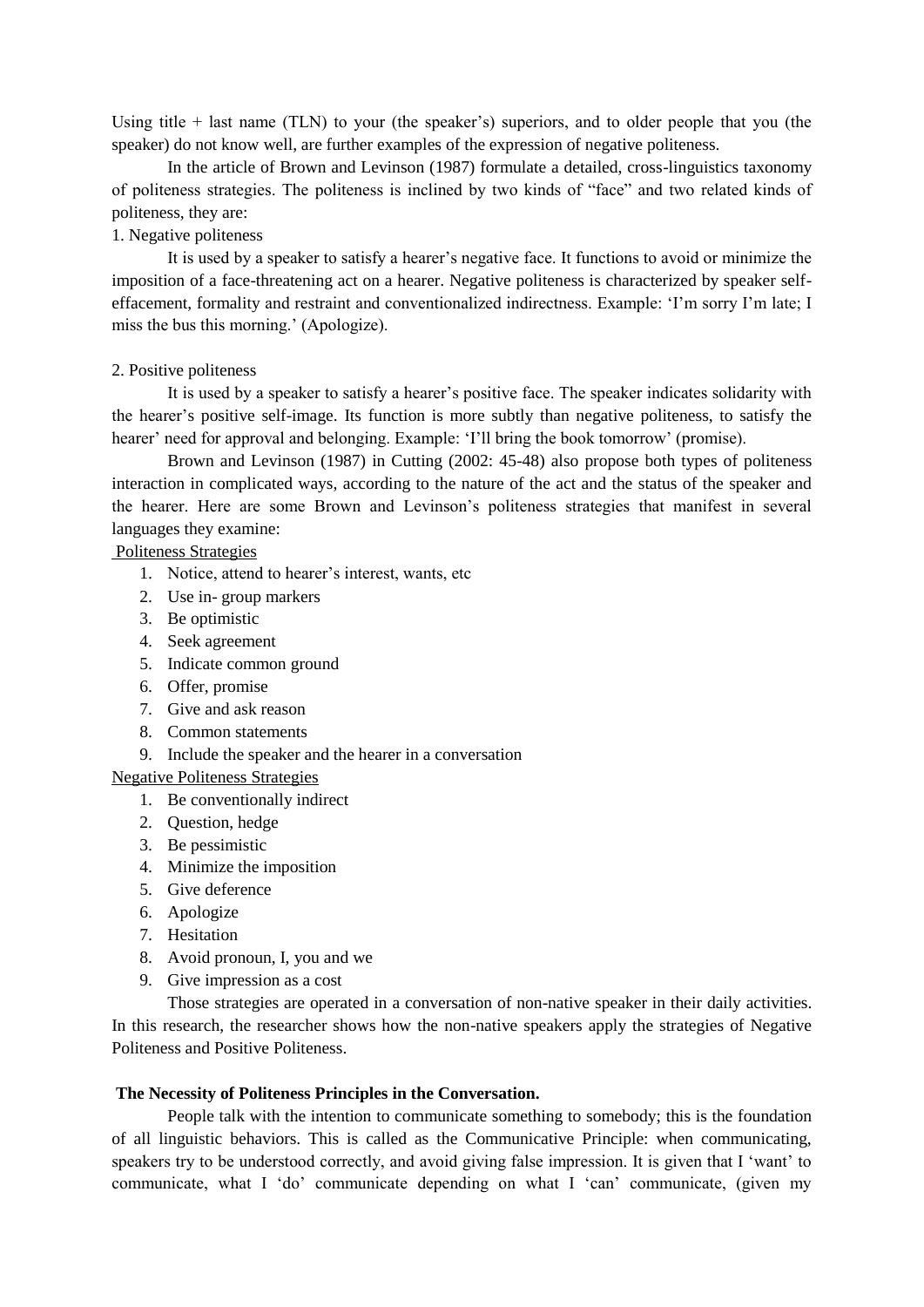Using title + last name (TLN) to your (the speaker's) superiors, and to older people that you (the speaker) do not know well, are further examples of the expression of negative politeness.

In the article of Brown and Levinson (1987) formulate a detailed, cross-linguistics taxonomy of politeness strategies. The politeness is inclined by two kinds of "face" and two related kinds of politeness, they are:

1. Negative politeness

It is used by a speaker to satisfy a hearer's negative face. It functions to avoid or minimize the imposition of a face-threatening act on a hearer. Negative politeness is characterized by speaker self-effacement, formality and restraint and conventionalized indirectness. Example: 'I'm sorry I'm late; I miss the bus this morning.' (Apologize).

2. Positive politeness

It is used by a speaker to satisfy a hearer's positive face. The speaker indicates solidarity with the hearer's positive self-image. Its function is more subtly than negative politeness, to satisfy the hearer' need for approval and belonging. Example: 'I'll bring the book tomorrow' (promise).

Brown and Levinson (1987) in Cutting (2002: 45-48) also propose both types of politeness interaction in complicated ways, according to the nature of the act and the status of the speaker and the hearer. Here are some Brown and Levinson's politeness strategies that manifest in several languages they examine:

<u>Politeness Strategies</u>

1. Notice, attend to hearer's interest, wants, etc
2. Use in- group markers
3. Be optimistic
4. Seek agreement
5. Indicate common ground
6. Offer, promise
7. Give and ask reason
8. Common statements
9. Include the speaker and the hearer in a conversation

<u>Negative Politeness Strategies</u>

1. Be conventionally indirect
2. Question, hedge
3. Be pessimistic
4. Minimize the imposition
5. Give deference
6. Apologize
7. Hesitation
8. Avoid pronoun, I, you and we
9. Give impression as a cost

Those strategies are operated in a conversation of non-native speaker in their daily activities. In this research, the researcher shows how the non-native speakers apply the strategies of Negative Politeness and Positive Politeness.

**The Necessity of Politeness Principles in the Conversation.**

People talk with the intention to communicate something to somebody; this is the foundation of all linguistic behaviors. This is called as the Communicative Principle: when communicating, speakers try to be understood correctly, and avoid giving false impression. It is given that I 'want' to communicate, what I 'do' communicate depending on what I 'can' communicate, (given my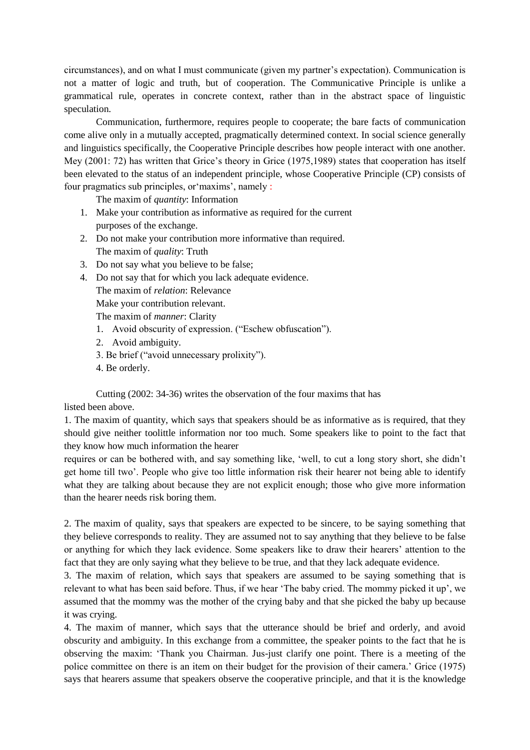circumstances), and on what I must communicate (given my partner's expectation). Communication is not a matter of logic and truth, but of cooperation. The Communicative Principle is unlike a grammatical rule, operates in concrete context, rather than in the abstract space of linguistic speculation.

Communication, furthermore, requires people to cooperate; the bare facts of communication come alive only in a mutually accepted, pragmatically determined context. In social science generally and linguistics specifically, the Cooperative Principle describes how people interact with one another. Mey (2001: 72) has written that Grice's theory in Grice (1975,1989) states that cooperation has itself been elevated to the status of an independent principle, whose Cooperative Principle (CP) consists of four pragmatics sub principles, or'maxims', namely :

The maxim of *quantity*: Information

1. Make your contribution as informative as required for the current purposes of the exchange.
2. Do not make your contribution more informative than required.

The maxim of *quality*: Truth

3. Do not say what you believe to be false;
4. Do not say that for which you lack adequate evidence.

The maxim of *relation*: Relevance

Make your contribution relevant.

The maxim of *manner*: Clarity

1. Avoid obscurity of expression. ("Eschew obfuscation").
2. Avoid ambiguity.
3. Be brief ("avoid unnecessary prolixity").
4. Be orderly.

Cutting (2002: 34-36) writes the observation of the four maxims that has listed been above.

1. The maxim of quantity, which says that speakers should be as informative as is required, that they should give neither toolittle information nor too much. Some speakers like to point to the fact that they know how much information the hearer requires or can be bothered with, and say something like, 'well, to cut a long story short, she didn't get home till two'. People who give too little information risk their hearer not being able to identify what they are talking about because they are not explicit enough; those who give more information than the hearer needs risk boring them.

2. The maxim of quality, says that speakers are expected to be sincere, to be saying something that they believe corresponds to reality. They are assumed not to say anything that they believe to be false or anything for which they lack evidence. Some speakers like to draw their hearers' attention to the fact that they are only saying what they believe to be true, and that they lack adequate evidence.

3. The maxim of relation, which says that speakers are assumed to be saying something that is relevant to what has been said before. Thus, if we hear 'The baby cried. The mommy picked it up', we assumed that the mommy was the mother of the crying baby and that she picked the baby up because it was crying.

4. The maxim of manner, which says that the utterance should be brief and orderly, and avoid obscurity and ambiguity. In this exchange from a committee, the speaker points to the fact that he is observing the maxim: 'Thank you Chairman. Jus-just clarify one point. There is a meeting of the police committee on there is an item on their budget for the provision of their camera.' Grice (1975) says that hearers assume that speakers observe the cooperative principle, and that it is the knowledge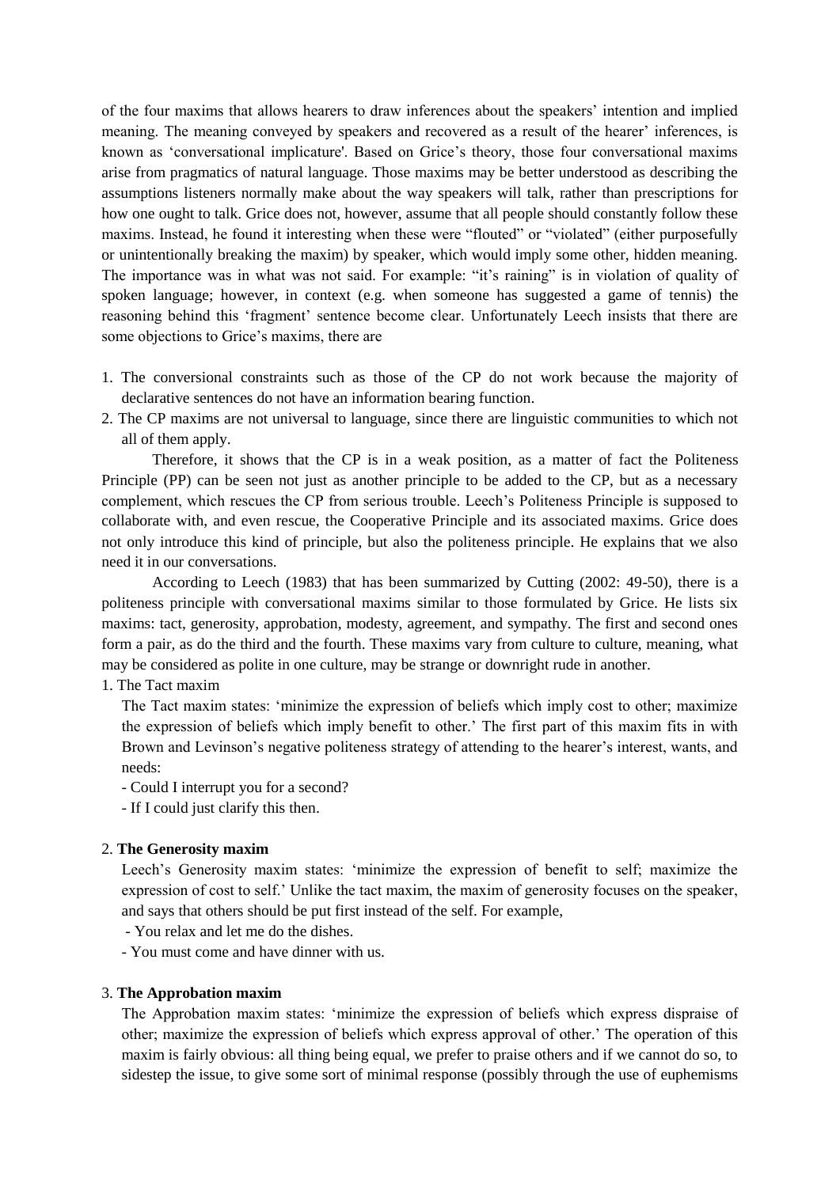of the four maxims that allows hearers to draw inferences about the speakers' intention and implied meaning. The meaning conveyed by speakers and recovered as a result of the hearer' inferences, is known as 'conversational implicature'. Based on Grice's theory, those four conversational maxims arise from pragmatics of natural language. Those maxims may be better understood as describing the assumptions listeners normally make about the way speakers will talk, rather than prescriptions for how one ought to talk. Grice does not, however, assume that all people should constantly follow these maxims. Instead, he found it interesting when these were "flouted" or "violated" (either purposefully or unintentionally breaking the maxim) by speaker, which would imply some other, hidden meaning. The importance was in what was not said. For example: "it's raining" is in violation of quality of spoken language; however, in context (e.g. when someone has suggested a game of tennis) the reasoning behind this 'fragment' sentence become clear. Unfortunately Leech insists that there are some objections to Grice's maxims, there are

1. The conversional constraints such as those of the CP do not work because the majority of declarative sentences do not have an information bearing function.
2. The CP maxims are not universal to language, since there are linguistic communities to which not all of them apply.

Therefore, it shows that the CP is in a weak position, as a matter of fact the Politeness Principle (PP) can be seen not just as another principle to be added to the CP, but as a necessary complement, which rescues the CP from serious trouble. Leech's Politeness Principle is supposed to collaborate with, and even rescue, the Cooperative Principle and its associated maxims. Grice does not only introduce this kind of principle, but also the politeness principle. He explains that we also need it in our conversations.

According to Leech (1983) that has been summarized by Cutting (2002: 49-50), there is a politeness principle with conversational maxims similar to those formulated by Grice. He lists six maxims: tact, generosity, approbation, modesty, agreement, and sympathy. The first and second ones form a pair, as do the third and the fourth. These maxims vary from culture to culture, meaning, what may be considered as polite in one culture, may be strange or downright rude in another.

1. The Tact maxim

The Tact maxim states: 'minimize the expression of beliefs which imply cost to other; maximize the expression of beliefs which imply benefit to other.' The first part of this maxim fits in with Brown and Levinson's negative politeness strategy of attending to the hearer's interest, wants, and needs:

- Could I interrupt you for a second?
- If I could just clarify this then.

2. **The Generosity maxim**

Leech's Generosity maxim states: 'minimize the expression of benefit to self; maximize the expression of cost to self.' Unlike the tact maxim, the maxim of generosity focuses on the speaker, and says that others should be put first instead of the self. For example,

- You relax and let me do the dishes.
- You must come and have dinner with us.

3. **The Approbation maxim**

The Approbation maxim states: 'minimize the expression of beliefs which express dispraise of other; maximize the expression of beliefs which express approval of other.' The operation of this maxim is fairly obvious: all thing being equal, we prefer to praise others and if we cannot do so, to sidestep the issue, to give some sort of minimal response (possibly through the use of euphemisms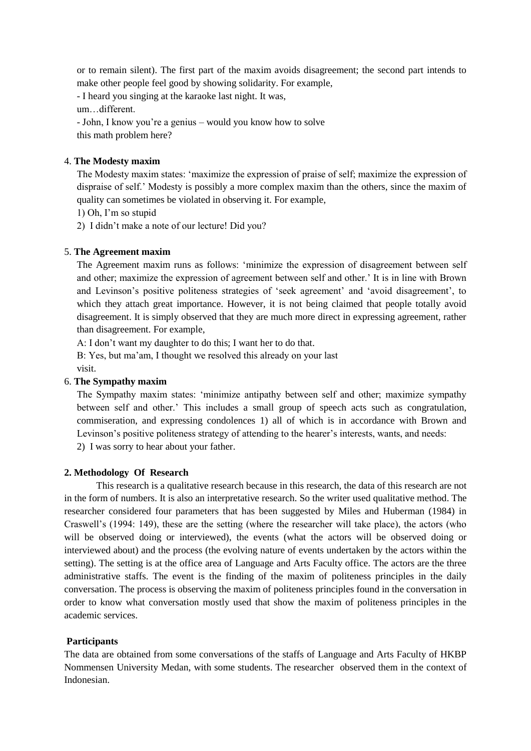or to remain silent). The first part of the maxim avoids disagreement; the second part intends to make other people feel good by showing solidarity. For example,

- I heard you singing at the karaoke last night. It was, um…different.
- John, I know you're a genius – would you know how to solve this math problem here?

4. **The Modesty maxim**

   The Modesty maxim states: 'maximize the expression of praise of self; maximize the expression of dispraise of self.' Modesty is possibly a more complex maxim than the others, since the maxim of quality can sometimes be violated in observing it. For example,

   1) Oh, I'm so stupid
   2) I didn't make a note of our lecture! Did you?

5. **The Agreement maxim**

   The Agreement maxim runs as follows: 'minimize the expression of disagreement between self and other; maximize the expression of agreement between self and other.' It is in line with Brown and Levinson's positive politeness strategies of 'seek agreement' and 'avoid disagreement', to which they attach great importance. However, it is not being claimed that people totally avoid disagreement. It is simply observed that they are much more direct in expressing agreement, rather than disagreement. For example,

   A: I don't want my daughter to do this; I want her to do that.

   B: Yes, but ma'am, I thought we resolved this already on your last visit.

6. **The Sympathy maxim**

   The Sympathy maxim states: 'minimize antipathy between self and other; maximize sympathy between self and other.' This includes a small group of speech acts such as congratulation, commiseration, and expressing condolences 1) all of which is in accordance with Brown and Levinson's positive politeness strategy of attending to the hearer's interests, wants, and needs:

   2) I was sorry to hear about your father.

## 2. Methodology Of Research

This research is a qualitative research because in this research, the data of this research are not in the form of numbers. It is also an interpretative research. So the writer used qualitative method. The researcher considered four parameters that has been suggested by Miles and Huberman (1984) in Craswell's (1994: 149), these are the setting (where the researcher will take place), the actors (who will be observed doing or interviewed), the events (what the actors will be observed doing or interviewed about) and the process (the evolving nature of events undertaken by the actors within the setting). The setting is at the office area of Language and Arts Faculty office. The actors are the three administrative staffs. The event is the finding of the maxim of politeness principles in the daily conversation. The process is observing the maxim of politeness principles found in the conversation in order to know what conversation mostly used that show the maxim of politeness principles in the academic services.

### Participants

The data are obtained from some conversations of the staffs of Language and Arts Faculty of HKBP Nommensen University Medan, with some students. The researcher observed them in the context of Indonesian.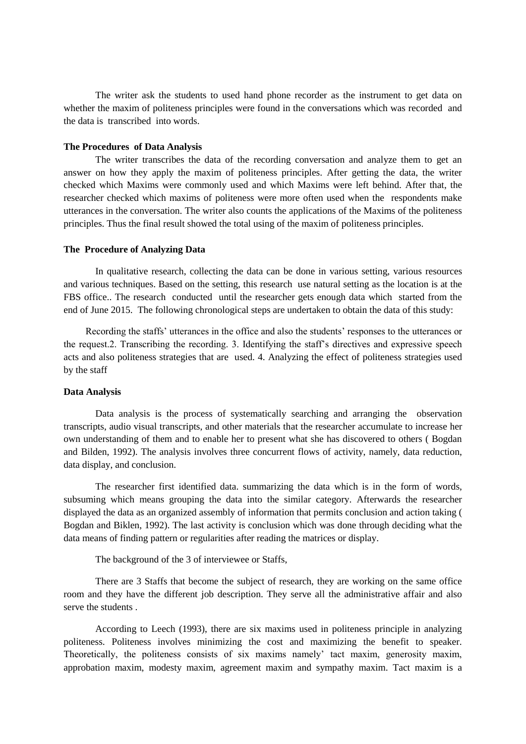The writer ask the students to used hand phone recorder as the instrument to get data on whether the maxim of politeness principles were found in the conversations which was recorded and the data is transcribed into words.

**The Procedures of Data Analysis**

The writer transcribes the data of the recording conversation and analyze them to get an answer on how they apply the maxim of politeness principles. After getting the data, the writer checked which Maxims were commonly used and which Maxims were left behind. After that, the researcher checked which maxims of politeness were more often used when the respondents make utterances in the conversation. The writer also counts the applications of the Maxims of the politeness principles. Thus the final result showed the total using of the maxim of politeness principles.

**The Procedure of Analyzing Data**

In qualitative research, collecting the data can be done in various setting, various resources and various techniques. Based on the setting, this research use natural setting as the location is at the FBS office.. The research conducted until the researcher gets enough data which started from the end of June 2015. The following chronological steps are undertaken to obtain the data of this study:

Recording the staffs' utterances in the office and also the students' responses to the utterances or the request.2. Transcribing the recording. 3. Identifying the staff's directives and expressive speech acts and also politeness strategies that are used. 4. Analyzing the effect of politeness strategies used by the staff

**Data Analysis**

Data analysis is the process of systematically searching and arranging the observation transcripts, audio visual transcripts, and other materials that the researcher accumulate to increase her own understanding of them and to enable her to present what she has discovered to others ( Bogdan and Bilden, 1992). The analysis involves three concurrent flows of activity, namely, data reduction, data display, and conclusion.

The researcher first identified data. summarizing the data which is in the form of words, subsuming which means grouping the data into the similar category. Afterwards the researcher displayed the data as an organized assembly of information that permits conclusion and action taking ( Bogdan and Biklen, 1992). The last activity is conclusion which was done through deciding what the data means of finding pattern or regularities after reading the matrices or display.

The background of the 3 of interviewee or Staffs,

There are 3 Staffs that become the subject of research, they are working on the same office room and they have the different job description. They serve all the administrative affair and also serve the students .

According to Leech (1993), there are six maxims used in politeness principle in analyzing politeness. Politeness involves minimizing the cost and maximizing the benefit to speaker. Theoretically, the politeness consists of six maxims namely' tact maxim, generosity maxim, approbation maxim, modesty maxim, agreement maxim and sympathy maxim. Tact maxim is a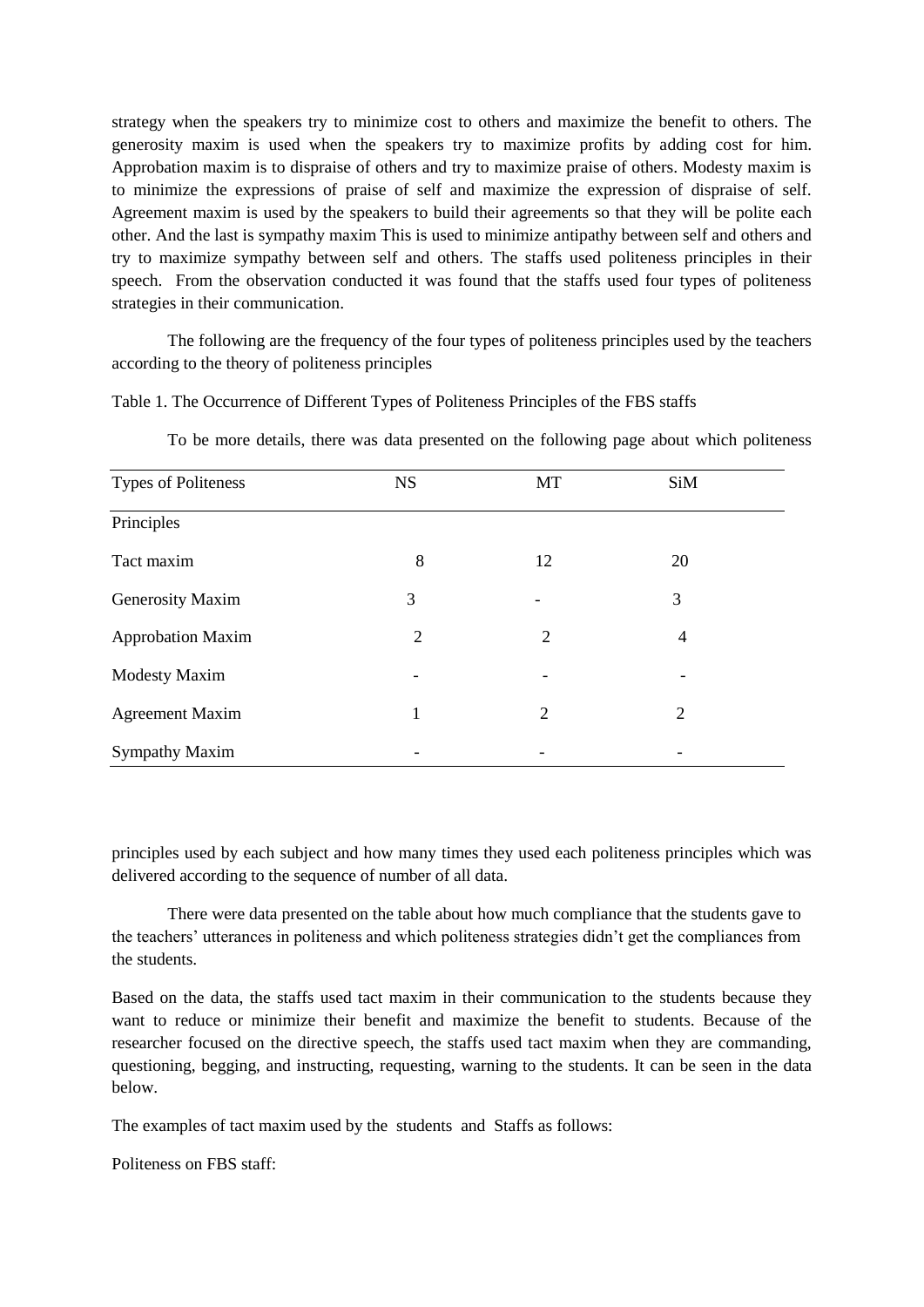strategy when the speakers try to minimize cost to others and maximize the benefit to others. The generosity maxim is used when the speakers try to maximize profits by adding cost for him. Approbation maxim is to dispraise of others and try to maximize praise of others. Modesty maxim is to minimize the expressions of praise of self and maximize the expression of dispraise of self. Agreement maxim is used by the speakers to build their agreements so that they will be polite each other. And the last is sympathy maxim This is used to minimize antipathy between self and others and try to maximize sympathy between self and others. The staffs used politeness principles in their speech. From the observation conducted it was found that the staffs used four types of politeness strategies in their communication.

The following are the frequency of the four types of politeness principles used by the teachers according to the theory of politeness principles

Table 1. The Occurrence of Different Types of Politeness Principles of the FBS staffs

To be more details, there was data presented on the following page about which politeness

| Types of Politeness Principles | NS | MT | SiM |
|---|---|---|---|
| Tact maxim | 8 | 12 | 20 |
| Generosity Maxim | 3 | - | 3 |
| Approbation Maxim | 2 | 2 | 4 |
| Modesty Maxim | - | - | - |
| Agreement Maxim | 1 | 2 | 2 |
| Sympathy Maxim | - | - | - |

principles used by each subject and how many times they used each politeness principles which was delivered according to the sequence of number of all data.

There were data presented on the table about how much compliance that the students gave to the teachers' utterances in politeness and which politeness strategies didn't get the compliances from the students.

Based on the data, the staffs used tact maxim in their communication to the students because they want to reduce or minimize their benefit and maximize the benefit to students. Because of the researcher focused on the directive speech, the staffs used tact maxim when they are commanding, questioning, begging, and instructing, requesting, warning to the students. It can be seen in the data below.

The examples of tact maxim used by the students and Staffs as follows:

Politeness on FBS staff: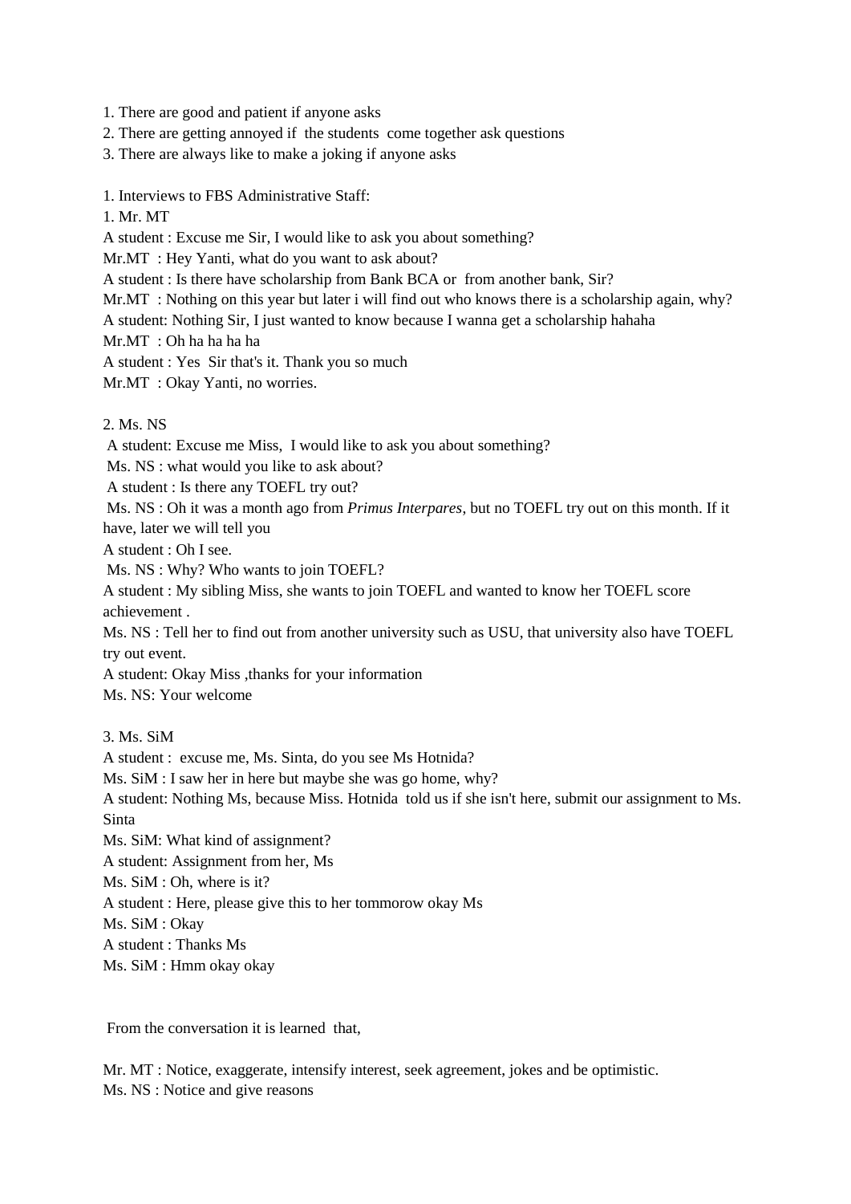1. There are good and patient if anyone asks
2. There are getting annoyed if the students come together ask questions
3. There are always like to make a joking if anyone asks

1. Interviews to FBS Administrative Staff:

1. Mr. MT

A student : Excuse me Sir, I would like to ask you about something?
Mr.MT : Hey Yanti, what do you want to ask about?
A student : Is there have scholarship from Bank BCA or from another bank, Sir?
Mr.MT : Nothing on this year but later i will find out who knows there is a scholarship again, why?
A student: Nothing Sir, I just wanted to know because I wanna get a scholarship hahaha
Mr.MT : Oh ha ha ha ha
A student : Yes Sir that's it. Thank you so much
Mr.MT : Okay Yanti, no worries.

2. Ms. NS

A student: Excuse me Miss, I would like to ask you about something?
Ms. NS : what would you like to ask about?
A student : Is there any TOEFL try out?
Ms. NS : Oh it was a month ago from *Primus Interpares*, but no TOEFL try out on this month. If it have, later we will tell you
A student : Oh I see.
Ms. NS : Why? Who wants to join TOEFL?
A student : My sibling Miss, she wants to join TOEFL and wanted to know her TOEFL score achievement .
Ms. NS : Tell her to find out from another university such as USU, that university also have TOEFL try out event.
A student: Okay Miss ,thanks for your information
Ms. NS: Your welcome

3. Ms. SiM

A student : excuse me, Ms. Sinta, do you see Ms Hotnida?
Ms. SiM : I saw her in here but maybe she was go home, why?
A student: Nothing Ms, because Miss. Hotnida told us if she isn't here, submit our assignment to Ms. Sinta
Ms. SiM: What kind of assignment?
A student: Assignment from her, Ms
Ms. SiM : Oh, where is it?
A student : Here, please give this to her tommorow okay Ms
Ms. SiM : Okay
A student : Thanks Ms
Ms. SiM : Hmm okay okay

From the conversation it is learned that,

Mr. MT : Notice, exaggerate, intensify interest, seek agreement, jokes and be optimistic.
Ms. NS : Notice and give reasons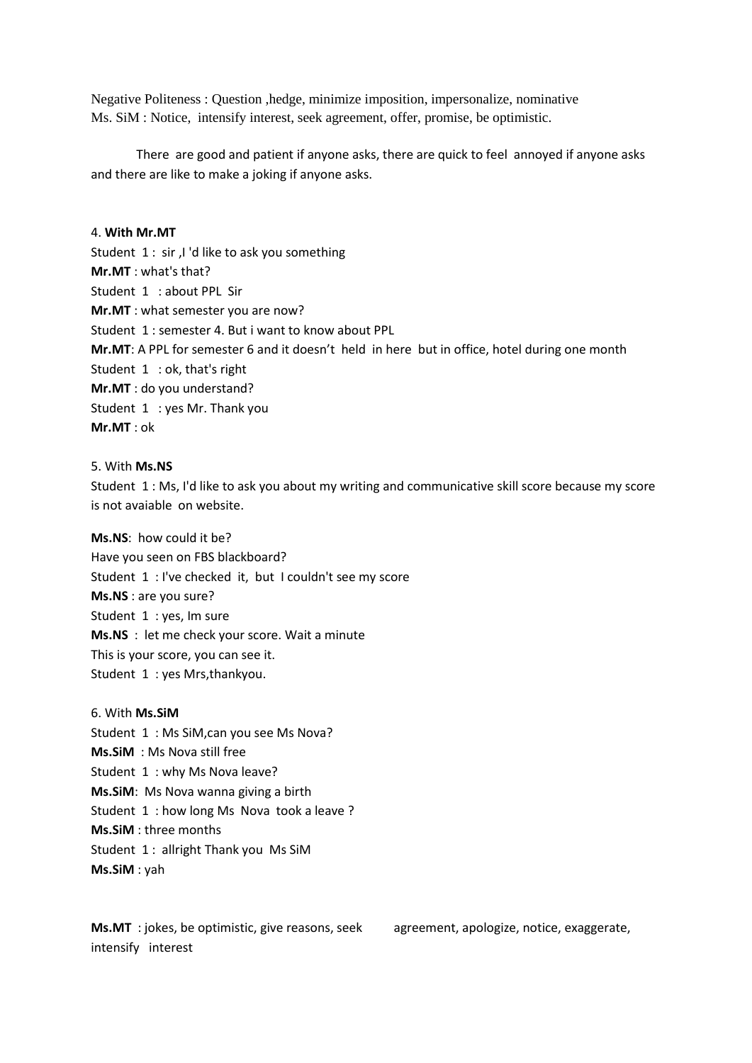Negative Politeness : Question ,hedge, minimize imposition, impersonalize, nominative
Ms. SiM : Notice, intensify interest, seek agreement, offer, promise, be optimistic.

There are good and patient if anyone asks, there are quick to feel annoyed if anyone asks and there are like to make a joking if anyone asks.

4. **With Mr.MT**

Student 1 : sir ,I 'd like to ask you something
**Mr.MT** : what's that?
Student 1 : about PPL Sir
**Mr.MT** : what semester you are now?
Student 1 : semester 4. But i want to know about PPL
**Mr.MT**: A PPL for semester 6 and it doesn't held in here but in office, hotel during one month
Student 1 : ok, that's right
**Mr.MT** : do you understand?
Student 1 : yes Mr. Thank you
**Mr.MT** : ok

5. With **Ms.NS**

Student 1 : Ms, I'd like to ask you about my writing and communicative skill score because my score is not avaiable on website.

**Ms.NS**: how could it be?
Have you seen on FBS blackboard?
Student 1 : I've checked it, but I couldn't see my score
**Ms.NS** : are you sure?
Student 1 : yes, Im sure
**Ms.NS** : let me check your score. Wait a minute
This is your score, you can see it.
Student 1 : yes Mrs,thankyou.

6. With **Ms.SiM**

Student 1 : Ms SiM,can you see Ms Nova?
**Ms.SiM** : Ms Nova still free
Student 1 : why Ms Nova leave?
**Ms.SiM**: Ms Nova wanna giving a birth
Student 1 : how long Ms Nova took a leave ?
**Ms.SiM** : three months
Student 1 : allright Thank you Ms SiM
**Ms.SiM** : yah

**Ms.MT** : jokes, be optimistic, give reasons, seek agreement, apologize, notice, exaggerate, intensify interest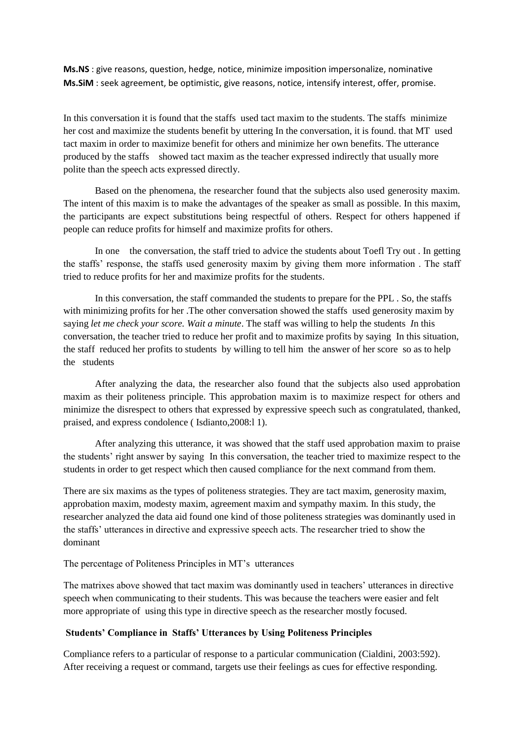**Ms.NS** : give reasons, question, hedge, notice, minimize imposition impersonalize, nominative
**Ms.SiM** : seek agreement, be optimistic, give reasons, notice, intensify interest, offer, promise.

In this conversation it is found that the staffs used tact maxim to the students. The staffs minimize her cost and maximize the students benefit by uttering In the conversation, it is found. that MT used tact maxim in order to maximize benefit for others and minimize her own benefits. The utterance produced by the staffs showed tact maxim as the teacher expressed indirectly that usually more polite than the speech acts expressed directly.

Based on the phenomena, the researcher found that the subjects also used generosity maxim. The intent of this maxim is to make the advantages of the speaker as small as possible. In this maxim, the participants are expect substitutions being respectful of others. Respect for others happened if people can reduce profits for himself and maximize profits for others.

In one the conversation, the staff tried to advice the students about Toefl Try out . In getting the staffs' response, the staffs used generosity maxim by giving them more information . The staff tried to reduce profits for her and maximize profits for the students.

In this conversation, the staff commanded the students to prepare for the PPL . So, the staffs with minimizing profits for her .The other conversation showed the staffs used generosity maxim by saying *let me check your score. Wait a minute*. The staff was willing to help the students *I*n this conversation, the teacher tried to reduce her profit and to maximize profits by saying In this situation, the staff reduced her profits to students by willing to tell him the answer of her score so as to help the students

After analyzing the data, the researcher also found that the subjects also used approbation maxim as their politeness principle. This approbation maxim is to maximize respect for others and minimize the disrespect to others that expressed by expressive speech such as congratulated, thanked, praised, and express condolence ( Isdianto,2008:l 1).

After analyzing this utterance, it was showed that the staff used approbation maxim to praise the students' right answer by saying In this conversation, the teacher tried to maximize respect to the students in order to get respect which then caused compliance for the next command from them.

There are six maxims as the types of politeness strategies. They are tact maxim, generosity maxim, approbation maxim, modesty maxim, agreement maxim and sympathy maxim. In this study, the researcher analyzed the data aid found one kind of those politeness strategies was dominantly used in the staffs' utterances in directive and expressive speech acts. The researcher tried to show the dominant

The percentage of Politeness Principles in MT's utterances

The matrixes above showed that tact maxim was dominantly used in teachers' utterances in directive speech when communicating to their students. This was because the teachers were easier and felt more appropriate of using this type in directive speech as the researcher mostly focused.

### Students' Compliance in Staffs' Utterances by Using Politeness Principles

Compliance refers to a particular of response to a particular communication (Cialdini, 2003:592). After receiving a request or command, targets use their feelings as cues for effective responding.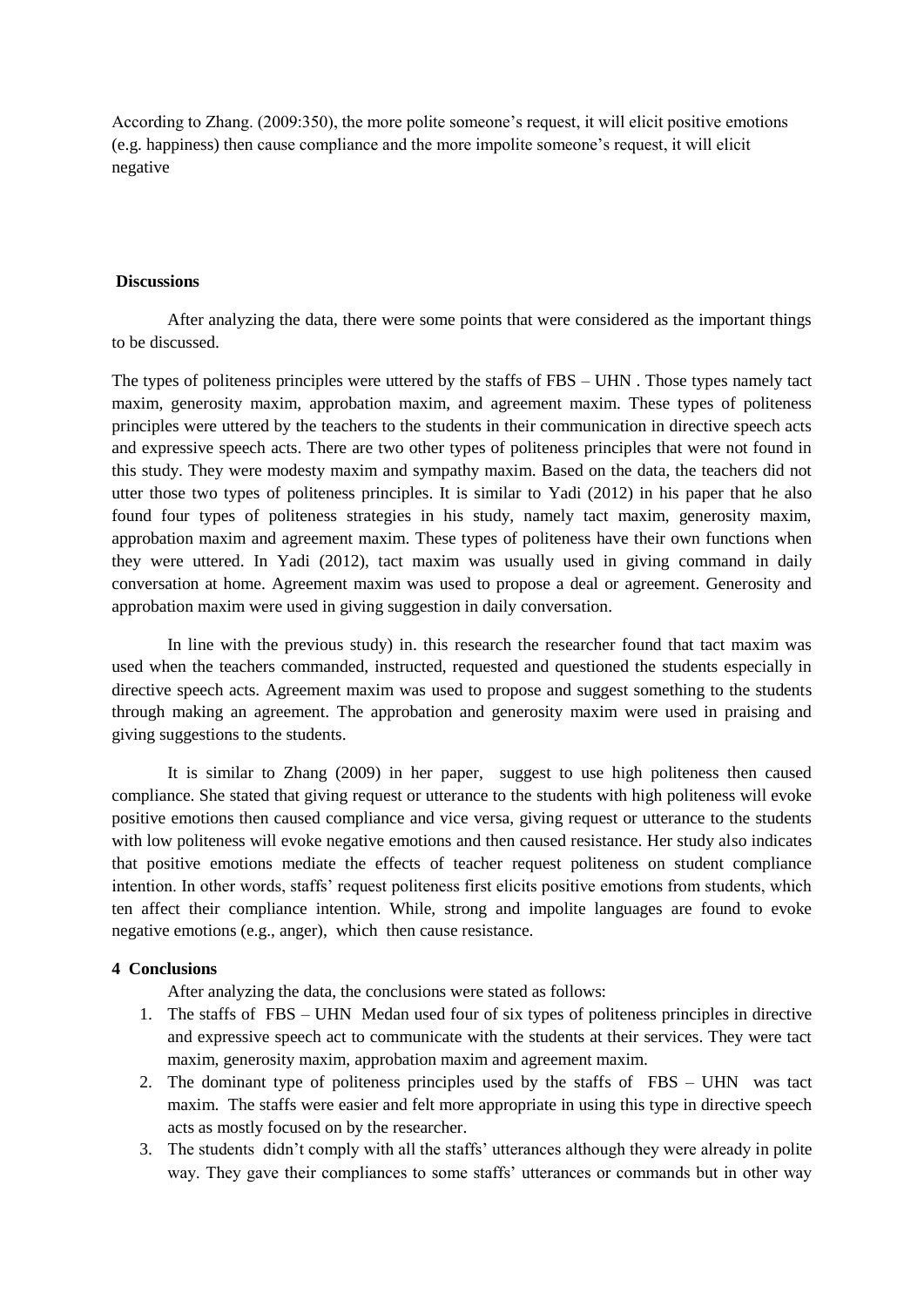According to Zhang. (2009:350), the more polite someone's request, it will elicit positive emotions (e.g. happiness) then cause compliance and the more impolite someone's request, it will elicit negative

**Discussions**

After analyzing the data, there were some points that were considered as the important things to be discussed.

The types of politeness principles were uttered by the staffs of FBS – UHN . Those types namely tact maxim, generosity maxim, approbation maxim, and agreement maxim. These types of politeness principles were uttered by the teachers to the students in their communication in directive speech acts and expressive speech acts. There are two other types of politeness principles that were not found in this study. They were modesty maxim and sympathy maxim. Based on the data, the teachers did not utter those two types of politeness principles. It is similar to Yadi (2012) in his paper that he also found four types of politeness strategies in his study, namely tact maxim, generosity maxim, approbation maxim and agreement maxim. These types of politeness have their own functions when they were uttered. In Yadi (2012), tact maxim was usually used in giving command in daily conversation at home. Agreement maxim was used to propose a deal or agreement. Generosity and approbation maxim were used in giving suggestion in daily conversation.

In line with the previous study) in. this research the researcher found that tact maxim was used when the teachers commanded, instructed, requested and questioned the students especially in directive speech acts. Agreement maxim was used to propose and suggest something to the students through making an agreement. The approbation and generosity maxim were used in praising and giving suggestions to the students.

It is similar to Zhang (2009) in her paper, suggest to use high politeness then caused compliance. She stated that giving request or utterance to the students with high politeness will evoke positive emotions then caused compliance and vice versa, giving request or utterance to the students with low politeness will evoke negative emotions and then caused resistance. Her study also indicates that positive emotions mediate the effects of teacher request politeness on student compliance intention. In other words, staffs' request politeness first elicits positive emotions from students, which ten affect their compliance intention. While, strong and impolite languages are found to evoke negative emotions (e.g., anger), which then cause resistance.

## 4 Conclusions

After analyzing the data, the conclusions were stated as follows:

1. The staffs of FBS – UHN Medan used four of six types of politeness principles in directive and expressive speech act to communicate with the students at their services. They were tact maxim, generosity maxim, approbation maxim and agreement maxim.
2. The dominant type of politeness principles used by the staffs of FBS – UHN was tact maxim. The staffs were easier and felt more appropriate in using this type in directive speech acts as mostly focused on by the researcher.
3. The students didn't comply with all the staffs' utterances although they were already in polite way. They gave their compliances to some staffs' utterances or commands but in other way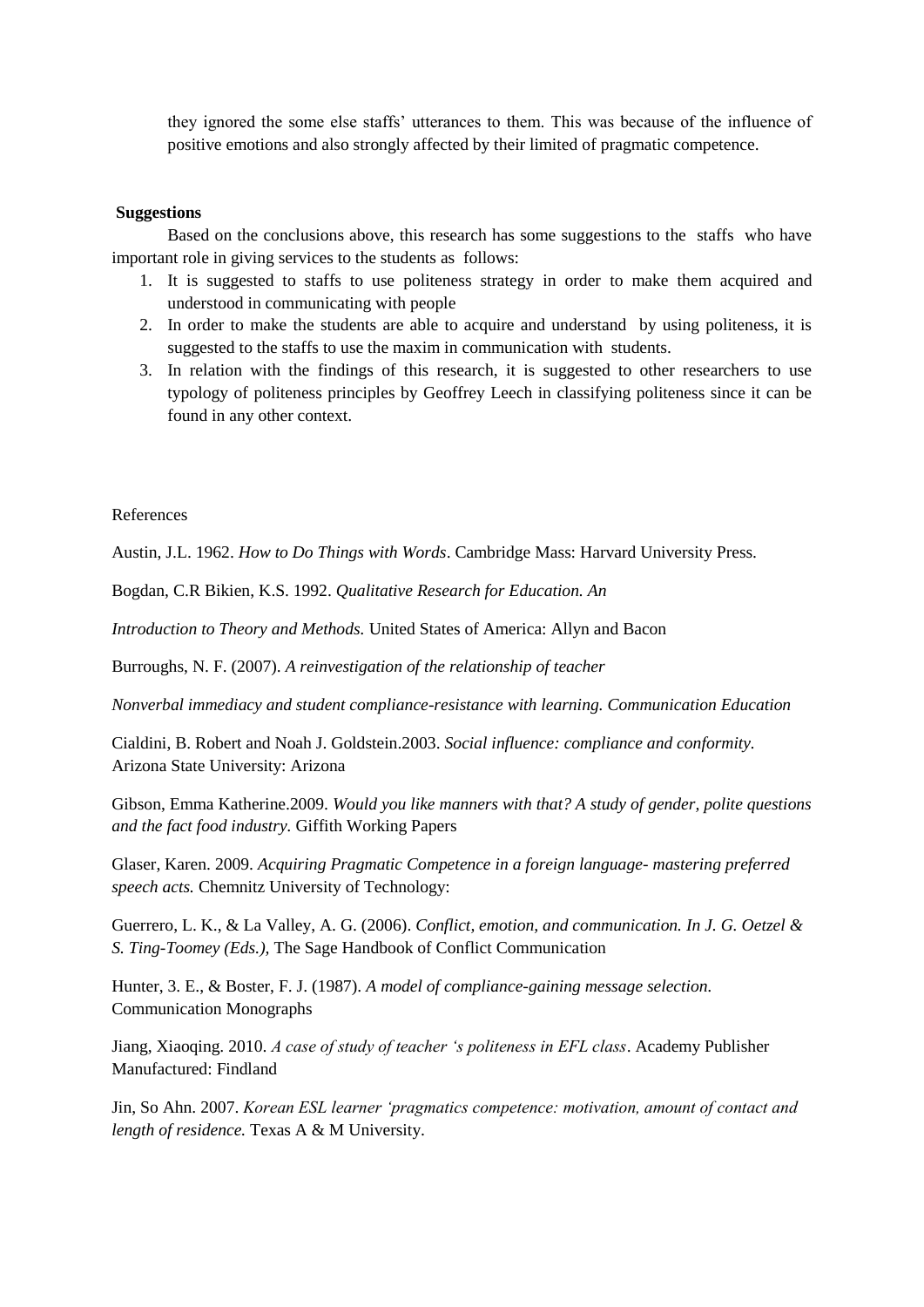they ignored the some else staffs' utterances to them. This was because of the influence of positive emotions and also strongly affected by their limited of pragmatic competence.

**Suggestions**

Based on the conclusions above, this research has some suggestions to the staffs who have important role in giving services to the students as follows:

1. It is suggested to staffs to use politeness strategy in order to make them acquired and understood in communicating with people
2. In order to make the students are able to acquire and understand by using politeness, it is suggested to the staffs to use the maxim in communication with students.
3. In relation with the findings of this research, it is suggested to other researchers to use typology of politeness principles by Geoffrey Leech in classifying politeness since it can be found in any other context.

References

Austin, J.L. 1962. *How to Do Things with Words*. Cambridge Mass: Harvard University Press.

Bogdan, C.R Bikien, K.S. 1992. *Qualitative Research for Education. An*

*Introduction to Theory and Methods.* United States of America: Allyn and Bacon

Burroughs, N. F. (2007). *A reinvestigation of the relationship of teacher*

*Nonverbal immediacy and student compliance-resistance with learning. Communication Education*

Cialdini, B. Robert and Noah J. Goldstein.2003. *Social influence: compliance and conformity.* Arizona State University: Arizona

Gibson, Emma Katherine.2009. *Would you like manners with that? A study of gender, polite questions and the fact food industry.* Giffith Working Papers

Glaser, Karen. 2009. *Acquiring Pragmatic Competence in a foreign language- mastering preferred speech acts.* Chemnitz University of Technology:

Guerrero, L. K., & La Valley, A. G. (2006). *Conflict, emotion, and communication. In J. G. Oetzel & S. Ting-Toomey (Eds.),* The Sage Handbook of Conflict Communication

Hunter, 3. E., & Boster, F. J. (1987). *A model of compliance-gaining message selection.* Communication Monographs

Jiang, Xiaoqing. 2010. *A case of study of teacher 's politeness in EFL class*. Academy Publisher Manufactured: Findland

Jin, So Ahn. 2007. *Korean ESL learner 'pragmatics competence: motivation, amount of contact and length of residence.* Texas A & M University.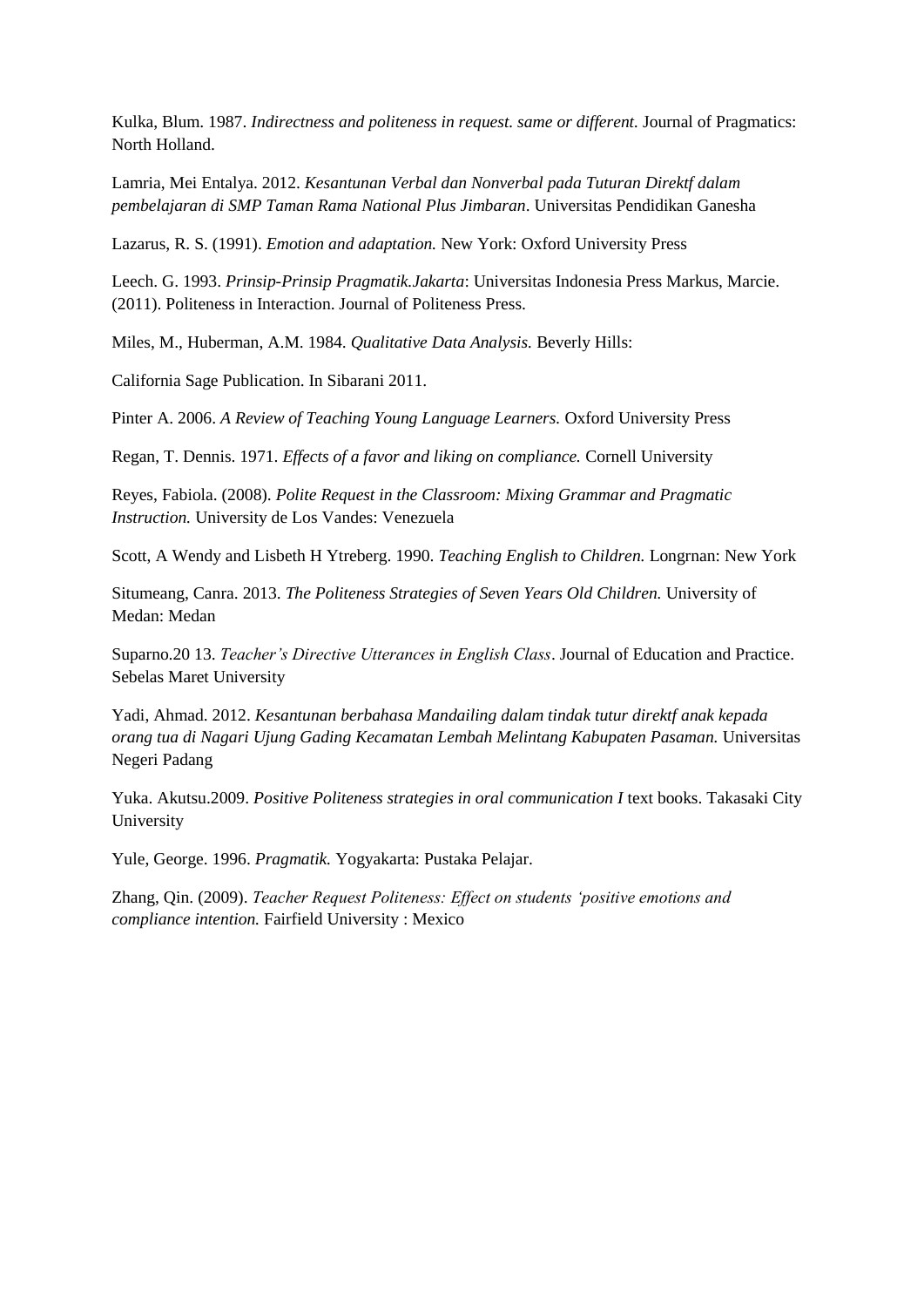Kulka, Blum. 1987. *Indirectness and politeness in request. same or different*. Journal of Pragmatics: North Holland.

Lamria, Mei Entalya. 2012. *Kesantunan Verbal dan Nonverbal pada Tuturan Direktf dalam pembelajaran di SMP Taman Rama National Plus Jimbaran*. Universitas Pendidikan Ganesha

Lazarus, R. S. (1991). *Emotion and adaptation.* New York: Oxford University Press

Leech. G. 1993. *Prinsip-Prinsip Pragmatik.Jakarta*: Universitas Indonesia Press Markus, Marcie. (2011). Politeness in Interaction. Journal of Politeness Press.

Miles, M., Huberman, A.M. 1984. *Qualitative Data Analysis.* Beverly Hills:

California Sage Publication. In Sibarani 2011.

Pinter A. 2006. *A Review of Teaching Young Language Learners.* Oxford University Press

Regan, T. Dennis. 1971. *Effects of a favor and liking on compliance.* Cornell University

Reyes, Fabiola. (2008). *Polite Request in the Classroom: Mixing Grammar and Pragmatic Instruction.* University de Los Vandes: Venezuela

Scott, A Wendy and Lisbeth H Ytreberg. 1990. *Teaching English to Children.* Longrnan: New York

Situmeang, Canra. 2013. *The Politeness Strategies of Seven Years Old Children.* University of Medan: Medan

Suparno.20 13. *Teacher's Directive Utterances in English Class*. Journal of Education and Practice. Sebelas Maret University

Yadi, Ahmad. 2012. *Kesantunan berbahasa Mandailing dalam tindak tutur direktf anak kepada orang tua di Nagari Ujung Gading Kecamatan Lembah Melintang Kabupaten Pasaman.* Universitas Negeri Padang

Yuka. Akutsu.2009. *Positive Politeness strategies in oral communication I* text books. Takasaki City University

Yule, George. 1996. *Pragmatik.* Yogyakarta: Pustaka Pelajar.

Zhang, Qin. (2009). *Teacher Request Politeness: Effect on students 'positive emotions and compliance intention.* Fairfield University : Mexico